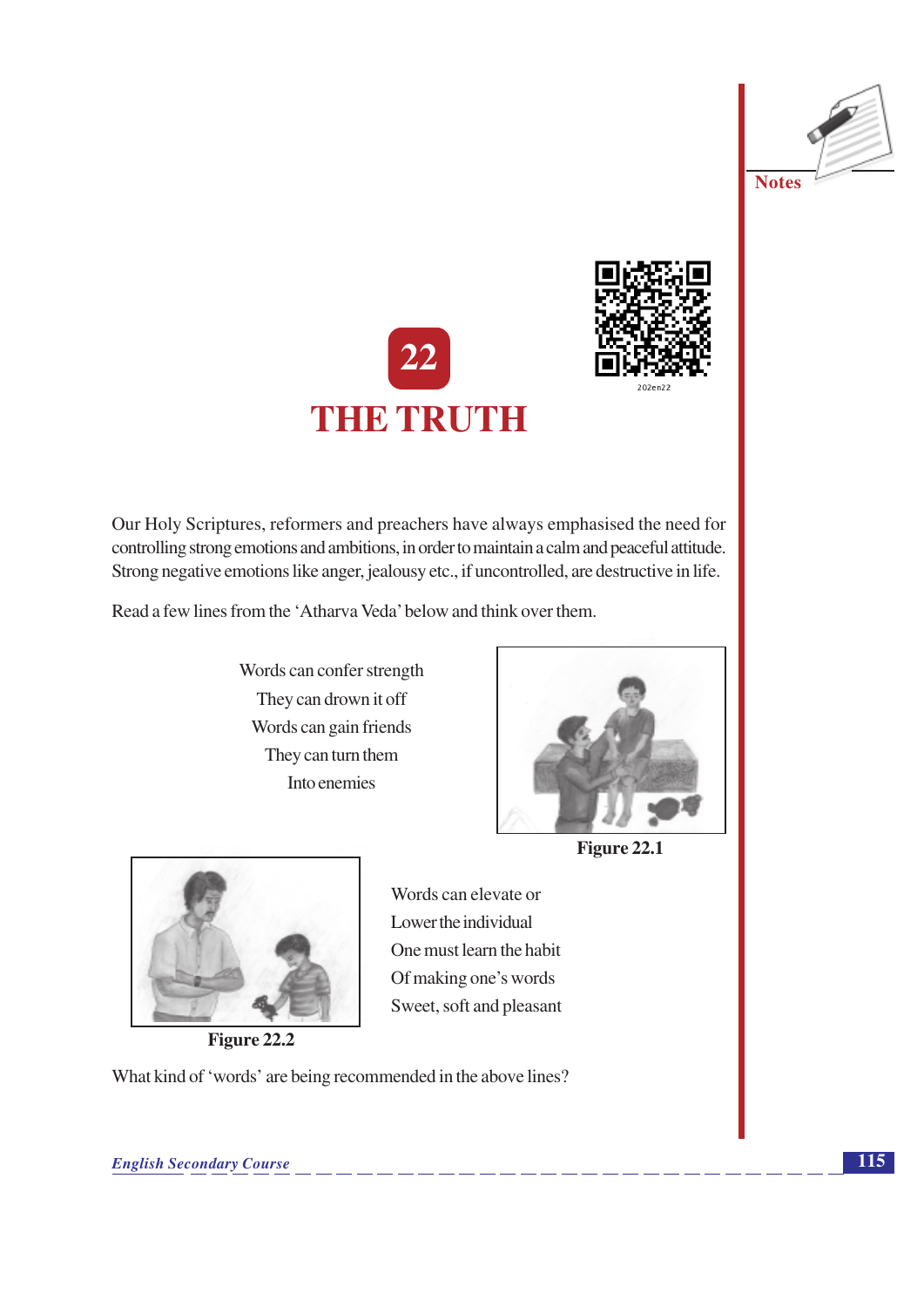# 22 THE TRUTH

Our Holy Scriptures, reformers and preachers have always emphasised the need for controlling strong emotions and ambitions, in order to maintain a calm and peaceful attitude. Strong negative emotions like anger, jealousy etc., if uncontrolled, are destructive in life.

Read a few lines from the 'Atharva Veda' below and think over them.

Words can confer strength
They can drown it off
Words can gain friends
They can turn them
Into enemies

Figure 22.1

Figure 22.2

Words can elevate or
Lower the individual
One must learn the habit
Of making one's words
Sweet, soft and pleasant

What kind of 'words' are being recommended in the above lines?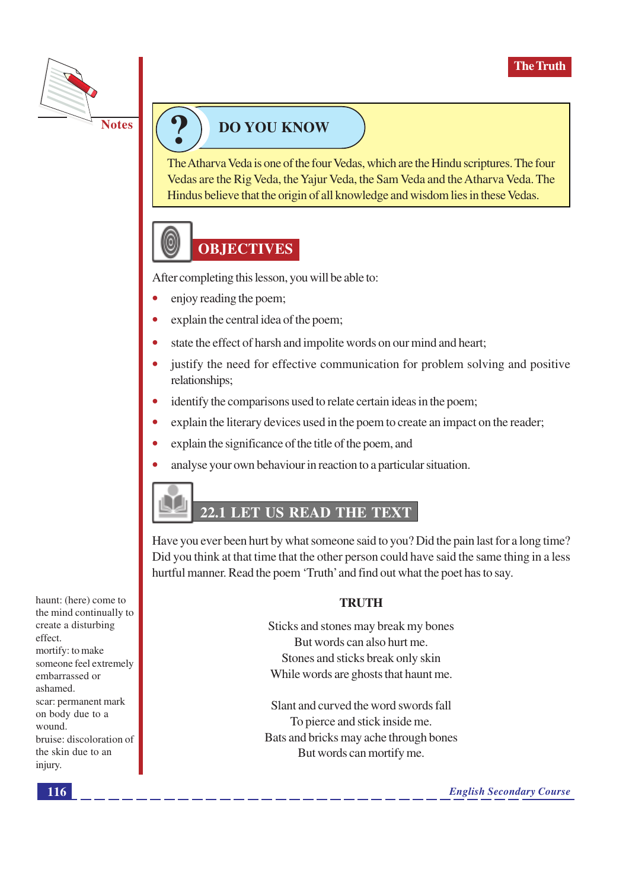## DO YOU KNOW

The Atharva Veda is one of the four Vedas, which are the Hindu scriptures. The four Vedas are the Rig Veda, the Yajur Veda, the Sam Veda and the Atharva Veda. The Hindus believe that the origin of all knowledge and wisdom lies in these Vedas.

## OBJECTIVES

After completing this lesson, you will be able to:

- enjoy reading the poem;
- explain the central idea of the poem;
- state the effect of harsh and impolite words on our mind and heart;
- justify the need for effective communication for problem solving and positive relationships;
- identify the comparisons used to relate certain ideas in the poem;
- explain the literary devices used in the poem to create an impact on the reader;
- explain the significance of the title of the poem, and
- analyse your own behaviour in reaction to a particular situation.

## 22.1 LET US READ THE TEXT

Have you ever been hurt by what someone said to you? Did the pain last for a long time? Did you think at that time that the other person could have said the same thing in a less hurtful manner. Read the poem 'Truth' and find out what the poet has to say.

### TRUTH

Sticks and stones may break my bones  
But words can also hurt me.  
Stones and sticks break only skin  
While words are ghosts that haunt me.

Slant and curved the word swords fall  
To pierce and stick inside me.  
Bats and bricks may ache through bones  
But words can mortify me.

haunt: (here) come to the mind continually to create a disturbing effect.  
mortify: to make someone feel extremely embarrassed or ashamed.  
scar: permanent mark on body due to a wound.  
bruise: discoloration of the skin due to an injury.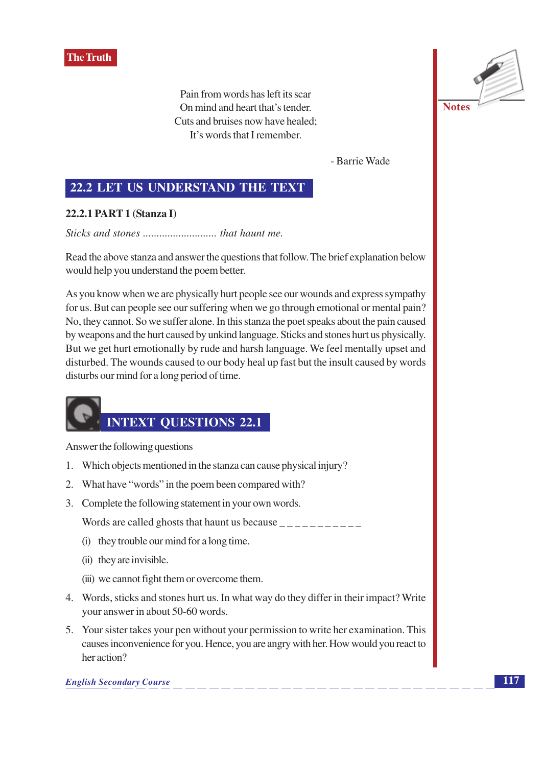Pain from words has left its scar
On mind and heart that's tender.
Cuts and bruises now have healed;
It's words that I remember.

- Barrie Wade

## 22.2 LET US UNDERSTAND THE TEXT

### 22.2.1 PART 1 (Stanza I)

*Sticks and stones .......................... that haunt me.*

Read the above stanza and answer the questions that follow. The brief explanation below would help you understand the poem better.

As you know when we are physically hurt people see our wounds and express sympathy for us. But can people see our suffering when we go through emotional or mental pain? No, they cannot. So we suffer alone. In this stanza the poet speaks about the pain caused by weapons and the hurt caused by unkind language. Sticks and stones hurt us physically. But we get hurt emotionally by rude and harsh language. We feel mentally upset and disturbed. The wounds caused to our body heal up fast but the insult caused by words disturbs our mind for a long period of time.

## INTEXT QUESTIONS 22.1

Answer the following questions

1. Which objects mentioned in the stanza can cause physical injury?
2. What have "words" in the poem been compared with?
3. Complete the following statement in your own words.

   Words are called ghosts that haunt us because _ _ _ _ _ _ _ _ _ _ _

   (i) they trouble our mind for a long time.

   (ii) they are invisible.

   (iii) we cannot fight them or overcome them.
4. Words, sticks and stones hurt us. In what way do they differ in their impact? Write your answer in about 50-60 words.
5. Your sister takes your pen without your permission to write her examination. This causes inconvenience for you. Hence, you are angry with her. How would you react to her action?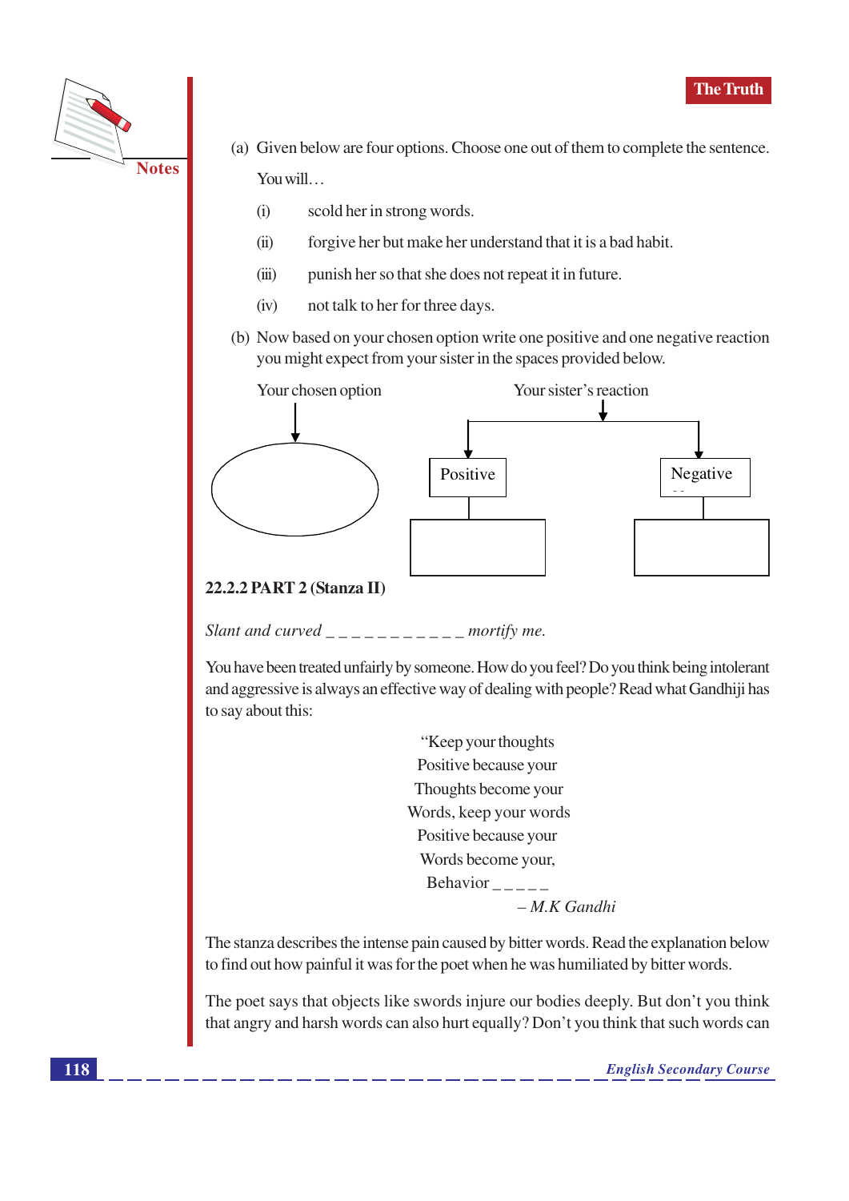(a) Given below are four options. Choose one out of them to complete the sentence.

You will…

(i) scold her in strong words.

(ii) forgive her but make her understand that it is a bad habit.

(iii) punish her so that she does not repeat it in future.

(iv) not talk to her for three days.

(b) Now based on your chosen option write one positive and one negative reaction you might expect from your sister in the spaces provided below.

Your chosen option

Your sister's reaction

Positive

Negative

### 22.2.2 PART 2 (Stanza II)

*Slant and curved _ _ _ _ _ _ _ _ _ _ _ mortify me.*

You have been treated unfairly by someone. How do you feel? Do you think being intolerant and aggressive is always an effective way of dealing with people? Read what Gandhiji has to say about this:

> "Keep your thoughts
> Positive because your
> Thoughts become your
> Words, keep your words
> Positive because your
> Words become your,
> Behavior _ _ _ _ _
>
> – *M.K Gandhi*

The stanza describes the intense pain caused by bitter words. Read the explanation below to find out how painful it was for the poet when he was humiliated by bitter words.

The poet says that objects like swords injure our bodies deeply. But don't you think that angry and harsh words can also hurt equally? Don't you think that such words can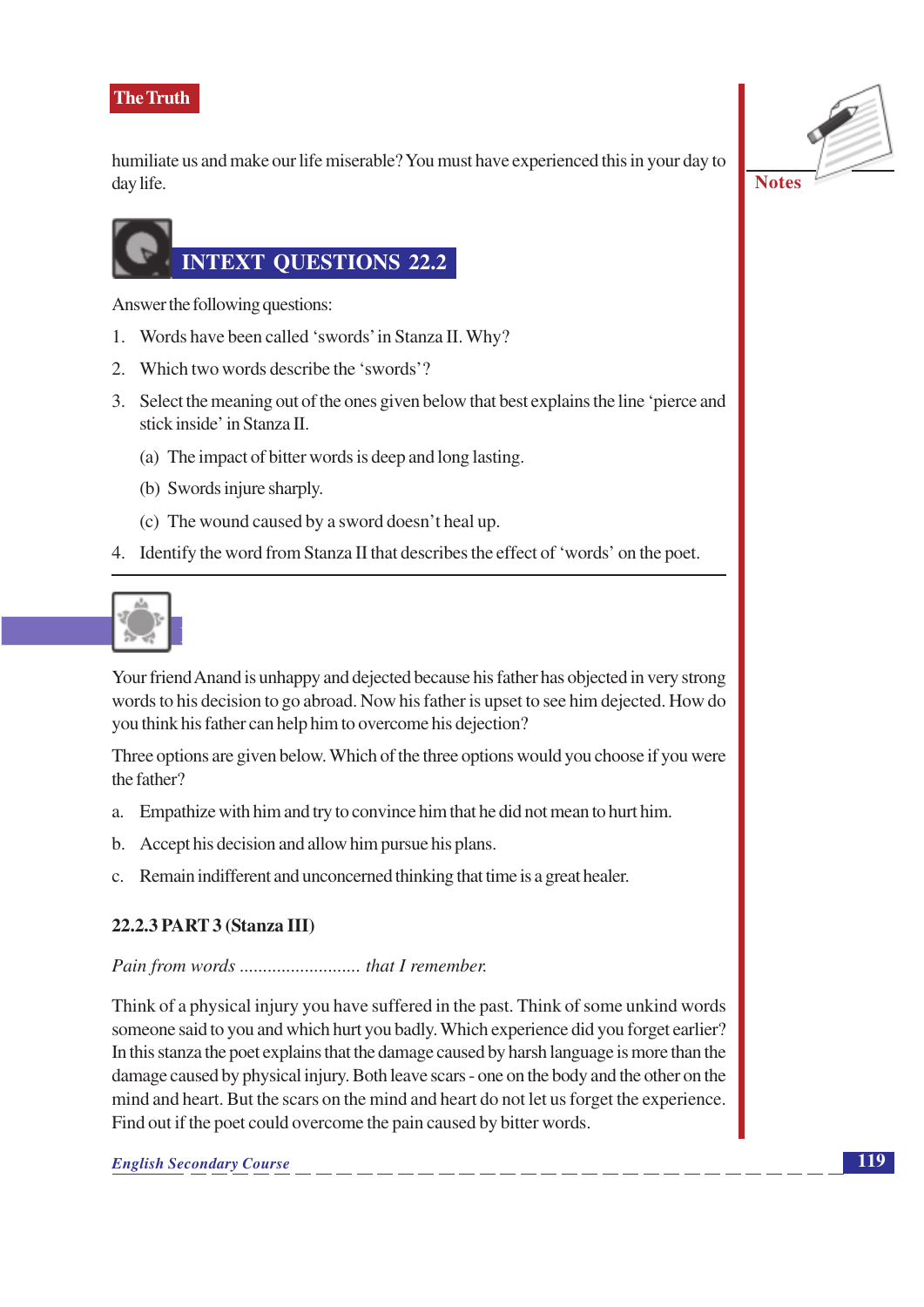humiliate us and make our life miserable? You must have experienced this in your day to day life.

## INTEXT QUESTIONS 22.2

Answer the following questions:

1. Words have been called 'swords' in Stanza II. Why?
2. Which two words describe the 'swords'?
3. Select the meaning out of the ones given below that best explains the line 'pierce and stick inside' in Stanza II.
   (a) The impact of bitter words is deep and long lasting.
   (b) Swords injure sharply.
   (c) The wound caused by a sword doesn't heal up.
4. Identify the word from Stanza II that describes the effect of 'words' on the poet.

---

Your friend Anand is unhappy and dejected because his father has objected in very strong words to his decision to go abroad. Now his father is upset to see him dejected. How do you think his father can help him to overcome his dejection?

Three options are given below. Which of the three options would you choose if you were the father?

a. Empathize with him and try to convince him that he did not mean to hurt him.
b. Accept his decision and allow him pursue his plans.
c. Remain indifferent and unconcerned thinking that time is a great healer.

### 22.2.3 PART 3 (Stanza III)

*Pain from words .......................... that I remember.*

Think of a physical injury you have suffered in the past. Think of some unkind words someone said to you and which hurt you badly. Which experience did you forget earlier? In this stanza the poet explains that the damage caused by harsh language is more than the damage caused by physical injury. Both leave scars - one on the body and the other on the mind and heart. But the scars on the mind and heart do not let us forget the experience. Find out if the poet could overcome the pain caused by bitter words.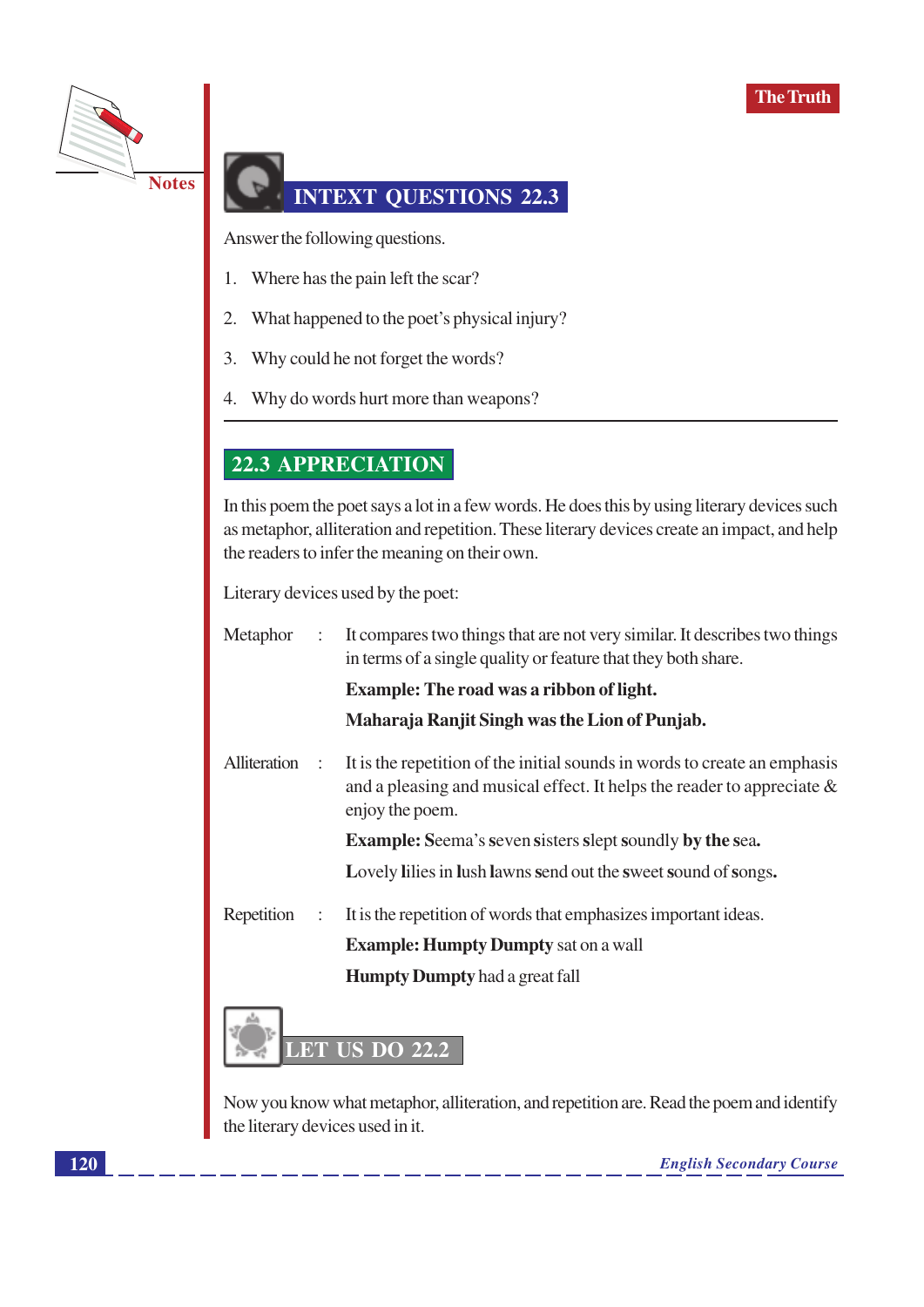## INTEXT QUESTIONS 22.3

Answer the following questions.

1. Where has the pain left the scar?
2. What happened to the poet's physical injury?
3. Why could he not forget the words?
4. Why do words hurt more than weapons?

## 22.3 APPRECIATION

In this poem the poet says a lot in a few words. He does this by using literary devices such as metaphor, alliteration and repetition. These literary devices create an impact, and help the readers to infer the meaning on their own.

Literary devices used by the poet:

Metaphor : It compares two things that are not very similar. It describes two things in terms of a single quality or feature that they both share.

**Example: The road was a ribbon of light.**

**Maharaja Ranjit Singh was the Lion of Punjab.**

Alliteration : It is the repetition of the initial sounds in words to create an emphasis and a pleasing and musical effect. It helps the reader to appreciate & enjoy the poem.

**Example:** **S**eema's **s**even **s**isters **s**lept **s**oundly **by the s**ea**.**

**L**ovely **l**ilies in **l**ush **l**awns **s**end out the **s**weet **s**ound of **s**ongs**.**

Repetition : It is the repetition of words that emphasizes important ideas.

**Example: Humpty Dumpty** sat on a wall

**Humpty Dumpty** had a great fall

## LET US DO 22.2

Now you know what metaphor, alliteration, and repetition are. Read the poem and identify the literary devices used in it.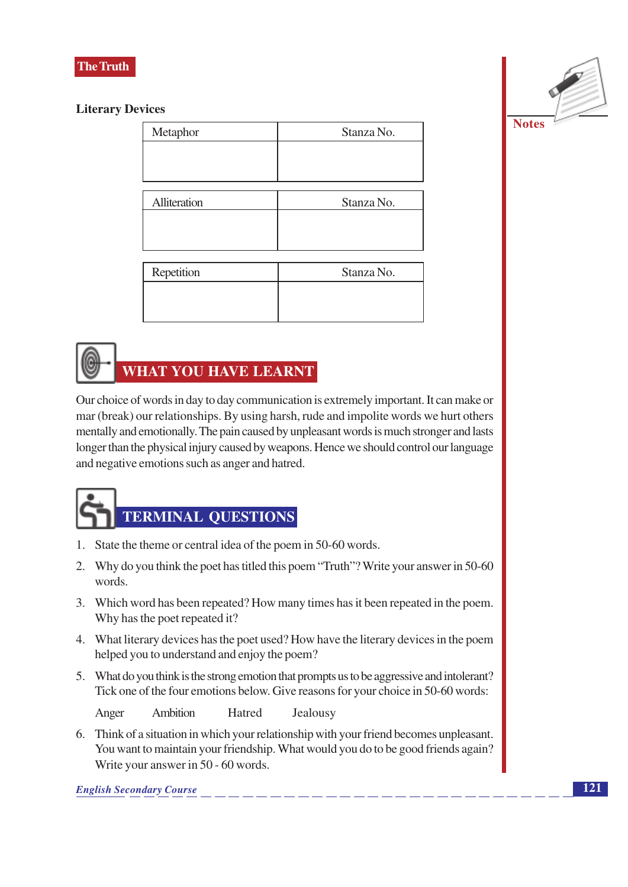### Literary Devices

| Metaphor | Stanza No. |
| --- | --- |
| | |

| Alliteration | Stanza No. |
| --- | --- |
| | |

| Repetition | Stanza No. |
| --- | --- |
| | |

## WHAT YOU HAVE LEARNT

Our choice of words in day to day communication is extremely important. It can make or mar (break) our relationships. By using harsh, rude and impolite words we hurt others mentally and emotionally. The pain caused by unpleasant words is much stronger and lasts longer than the physical injury caused by weapons. Hence we should control our language and negative emotions such as anger and hatred.

## TERMINAL QUESTIONS

1. State the theme or central idea of the poem in 50-60 words.
2. Why do you think the poet has titled this poem "Truth"? Write your answer in 50-60 words.
3. Which word has been repeated? How many times has it been repeated in the poem. Why has the poet repeated it?
4. What literary devices has the poet used? How have the literary devices in the poem helped you to understand and enjoy the poem?
5. What do you think is the strong emotion that prompts us to be aggressive and intolerant? Tick one of the four emotions below. Give reasons for your choice in 50-60 words:

   Anger    Ambition    Hatred    Jealousy

6. Think of a situation in which your relationship with your friend becomes unpleasant. You want to maintain your friendship. What would you do to be good friends again? Write your answer in 50 - 60 words.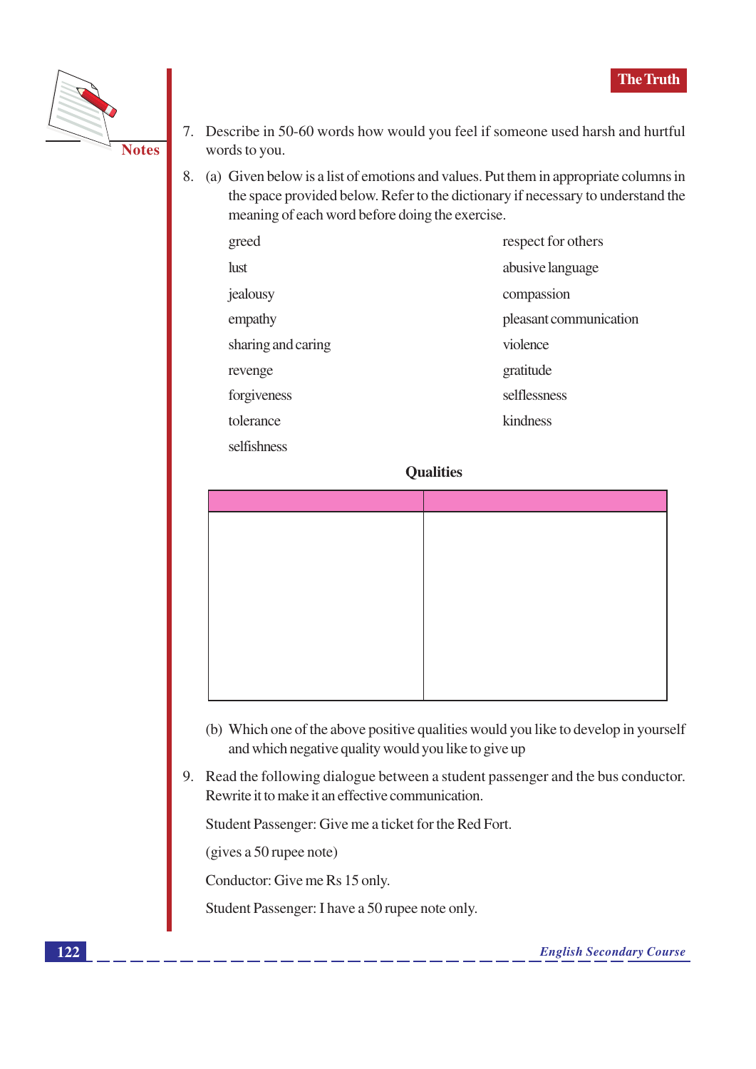7. Describe in 50-60 words how would you feel if someone used harsh and hurtful words to you.

8. (a) Given below is a list of emotions and values. Put them in appropriate columns in the space provided below. Refer to the dictionary if necessary to understand the meaning of each word before doing the exercise.

| | |
|---|---|
| greed | respect for others |
| lust | abusive language |
| jealousy | compassion |
| empathy | pleasant communication |
| sharing and caring | violence |
| revenge | gratitude |
| forgiveness | selflessness |
| tolerance | kindness |
| selfishness | |

**Qualities**

| | |
|---|---|
| | |

(b) Which one of the above positive qualities would you like to develop in yourself and which negative quality would you like to give up

9. Read the following dialogue between a student passenger and the bus conductor. Rewrite it to make it an effective communication.

Student Passenger: Give me a ticket for the Red Fort.

(gives a 50 rupee note)

Conductor: Give me Rs 15 only.

Student Passenger: I have a 50 rupee note only.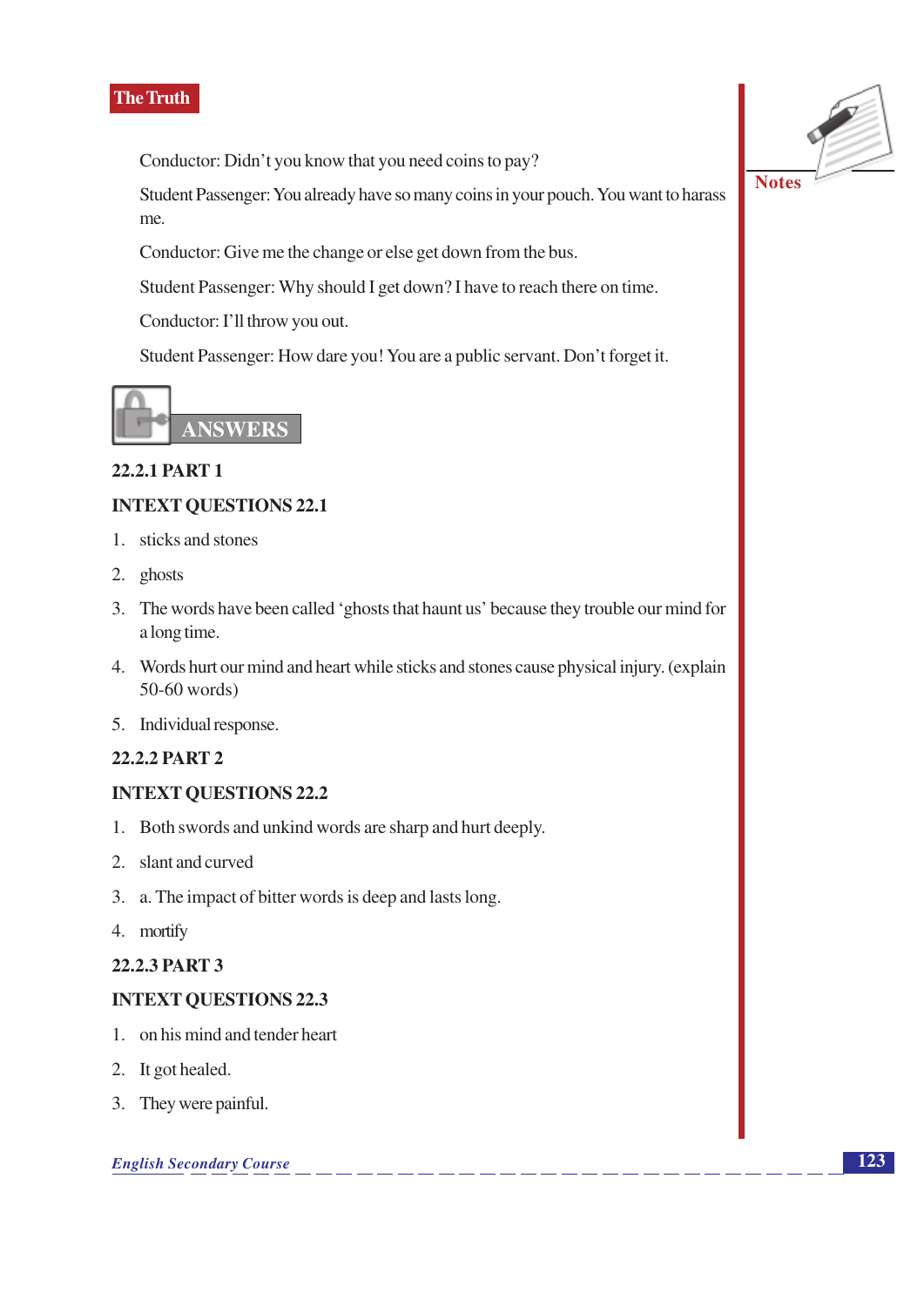Conductor: Didn't you know that you need coins to pay?

Student Passenger: You already have so many coins in your pouch. You want to harass me.

Conductor: Give me the change or else get down from the bus.

Student Passenger: Why should I get down? I have to reach there on time.

Conductor: I'll throw you out.

Student Passenger: How dare you! You are a public servant. Don't forget it.

## ANSWERS

### 22.2.1 PART 1

### INTEXT QUESTIONS 22.1

1. sticks and stones
2. ghosts
3. The words have been called 'ghosts that haunt us' because they trouble our mind for a long time.
4. Words hurt our mind and heart while sticks and stones cause physical injury. (explain 50-60 words)
5. Individual response.

### 22.2.2 PART 2

### INTEXT QUESTIONS 22.2

1. Both swords and unkind words are sharp and hurt deeply.
2. slant and curved
3. a. The impact of bitter words is deep and lasts long.
4. mortify

### 22.2.3 PART 3

### INTEXT QUESTIONS 22.3

1. on his mind and tender heart
2. It got healed.
3. They were painful.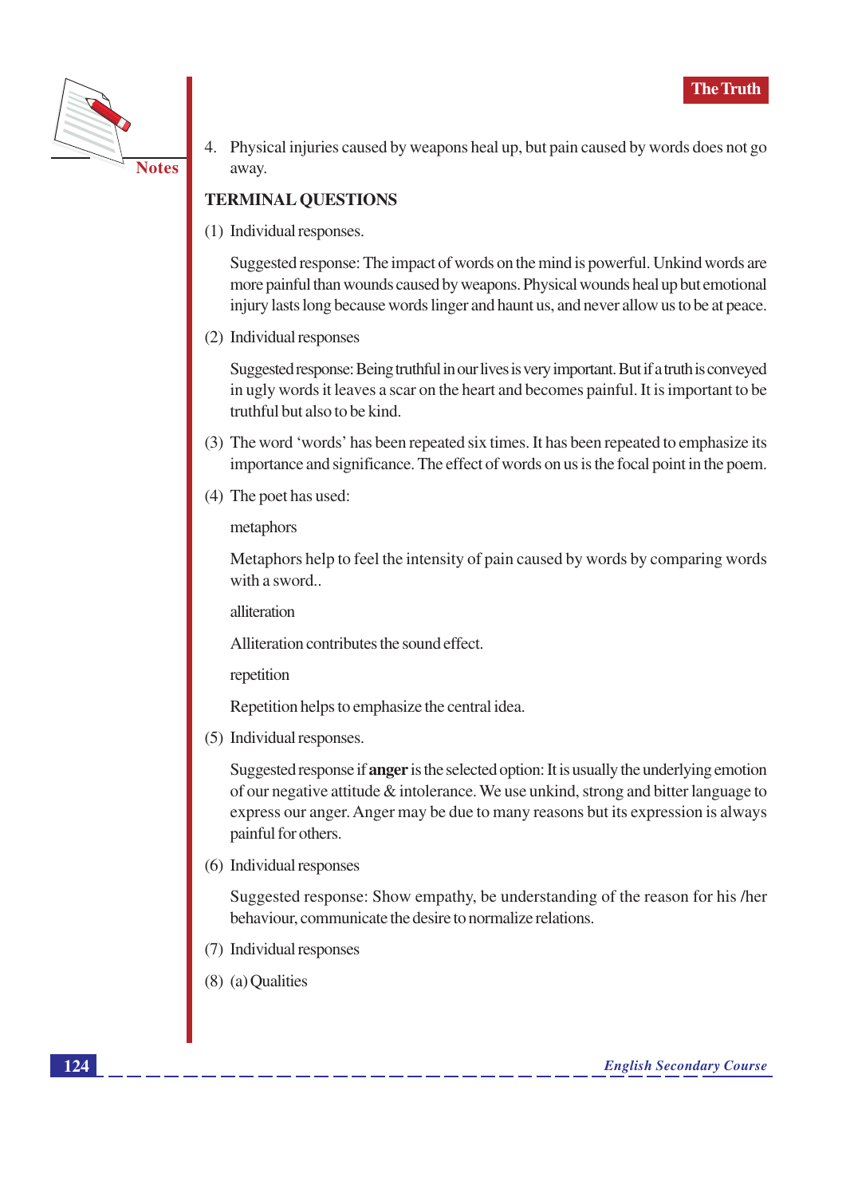4. Physical injuries caused by weapons heal up, but pain caused by words does not go away.

**TERMINAL QUESTIONS**

(1) Individual responses.

Suggested response: The impact of words on the mind is powerful. Unkind words are more painful than wounds caused by weapons. Physical wounds heal up but emotional injury lasts long because words linger and haunt us, and never allow us to be at peace.

(2) Individual responses

Suggested response: Being truthful in our lives is very important. But if a truth is conveyed in ugly words it leaves a scar on the heart and becomes painful. It is important to be truthful but also to be kind.

(3) The word 'words' has been repeated six times. It has been repeated to emphasize its importance and significance. The effect of words on us is the focal point in the poem.

(4) The poet has used:

metaphors

Metaphors help to feel the intensity of pain caused by words by comparing words with a sword..

alliteration

Alliteration contributes the sound effect.

repetition

Repetition helps to emphasize the central idea.

(5) Individual responses.

Suggested response if **anger** is the selected option: It is usually the underlying emotion of our negative attitude & intolerance. We use unkind, strong and bitter language to express our anger. Anger may be due to many reasons but its expression is always painful for others.

(6) Individual responses

Suggested response: Show empathy, be understanding of the reason for his /her behaviour, communicate the desire to normalize relations.

(7) Individual responses

(8) (a) Qualities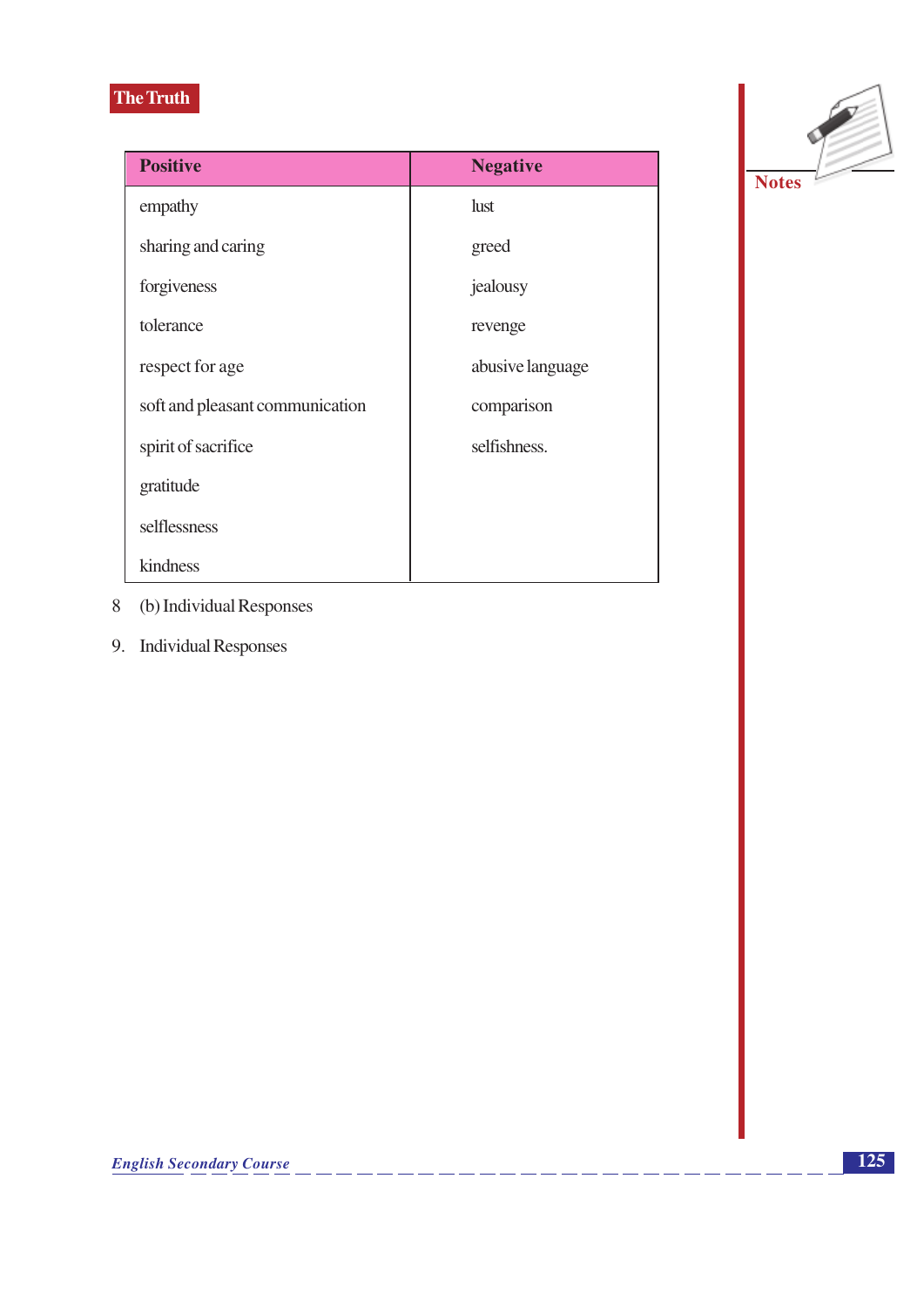| Positive | Negative |
|---|---|
| empathy | lust |
| sharing and caring | greed |
| forgiveness | jealousy |
| tolerance | revenge |
| respect for age | abusive language |
| soft and pleasant communication | comparison |
| spirit of sacrifice | selfishness. |
| gratitude | |
| selflessness | |
| kindness | |

8 (b) Individual Responses

9. Individual Responses